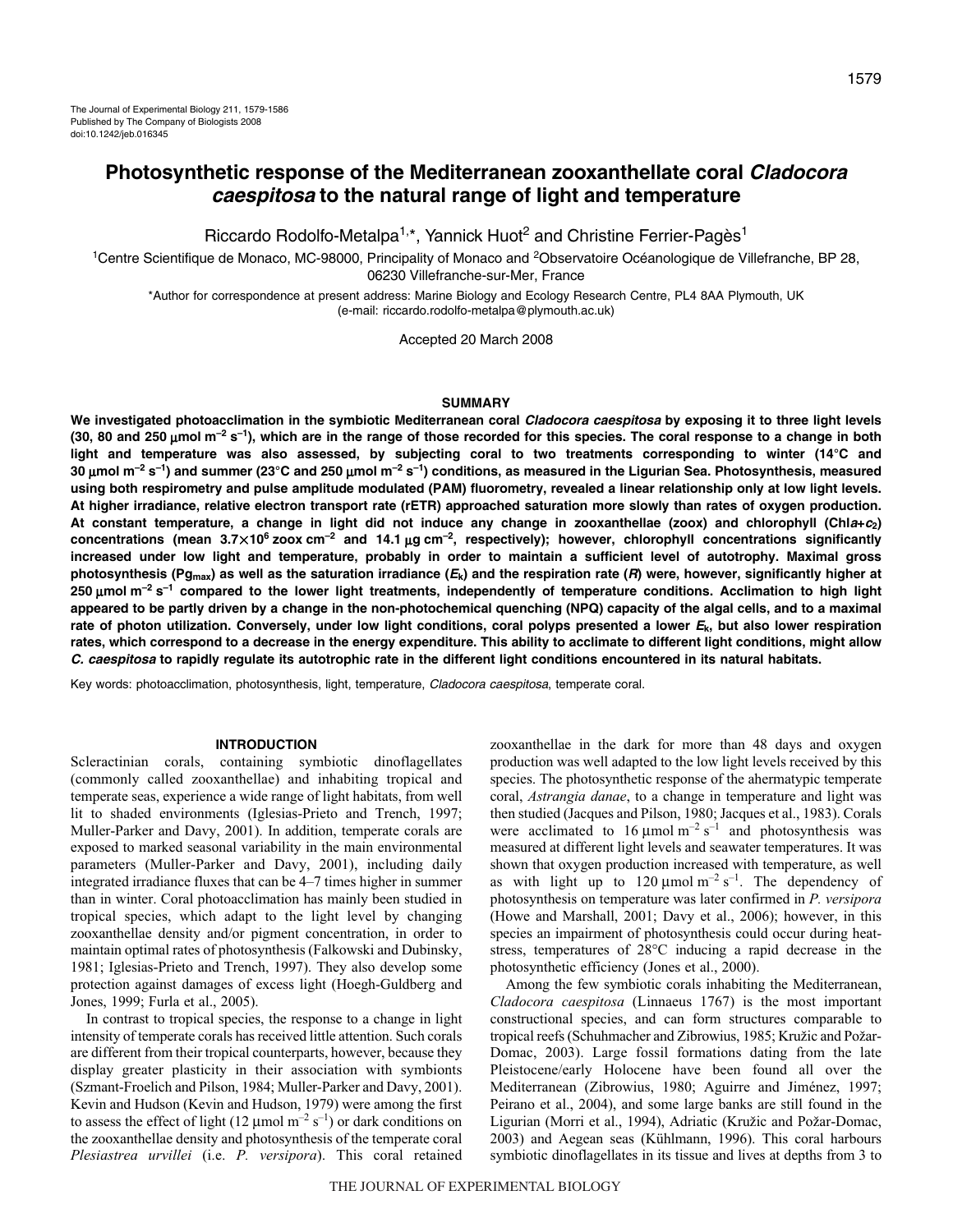The Journal of Experimental Biology 211, 1579-1586
Published by The Company of Biologists 2008
doi:10.1242/jeb.016345

# Photosynthetic response of the Mediterranean zooxanthellate coral *Cladocora caespitosa* to the natural range of light and temperature

Riccardo Rodolfo-Metalpa[1,*], Yannick Huot[2] and Christine Ferrier-Pagès[1]

[1]Centre Scientifique de Monaco, MC-98000, Principality of Monaco and [2]Observatoire Océanologique de Villefranche, BP 28, 06230 Villefranche-sur-Mer, France

*Author for correspondence at present address: Marine Biology and Ecology Research Centre, PL4 8AA Plymouth, UK (e-mail: riccardo.rodolfo-metalpa@plymouth.ac.uk)

Accepted 20 March 2008

## SUMMARY

**We investigated photoacclimation in the symbiotic Mediterranean coral *Cladocora caespitosa* by exposing it to three light levels (30, 80 and 250 μmol $m^{-2}$ $s^{-1}$), which are in the range of those recorded for this species. The coral response to a change in both light and temperature was also assessed, by subjecting coral to two treatments corresponding to winter (14°C and 30 μmol $m^{-2}$ $s^{-1}$) and summer (23°C and 250 μmol $m^{-2}$ $s^{-1}$) conditions, as measured in the Ligurian Sea. Photosynthesis, measured using both respirometry and pulse amplitude modulated (PAM) fluorometry, revealed a linear relationship only at low light levels. At higher irradiance, relative electron transport rate (rETR) approached saturation more slowly than rates of oxygen production. At constant temperature, a change in light did not induce any change in zooxanthellae (zoox) and chlorophyll (Chl*a*+$c_2$) concentrations (mean 3.7×$10^6$ zoox $cm^{-2}$ and 14.1 μg $cm^{-2}$, respectively); however, chlorophyll concentrations significantly increased under low light and temperature, probably in order to maintain a sufficient level of autotrophy. Maximal gross photosynthesis ($Pg_{max}$) as well as the saturation irradiance ($E_k$) and the respiration rate (*R*) were, however, significantly higher at 250 μmol $m^{-2}$ $s^{-1}$ compared to the lower light treatments, independently of temperature conditions. Acclimation to high light appeared to be partly driven by a change in the non-photochemical quenching (NPQ) capacity of the algal cells, and to a maximal rate of photon utilization. Conversely, under low light conditions, coral polyps presented a lower $E_k$, but also lower respiration rates, which correspond to a decrease in the energy expenditure. This ability to acclimate to different light conditions, might allow *C. caespitosa* to rapidly regulate its autotrophic rate in the different light conditions encountered in its natural habitats.**

Key words: photoacclimation, photosynthesis, light, temperature, *Cladocora caespitosa*, temperate coral.

## INTRODUCTION

Scleractinian corals, containing symbiotic dinoflagellates (commonly called zooxanthellae) and inhabiting tropical and temperate seas, experience a wide range of light habitats, from well lit to shaded environments (Iglesias-Prieto and Trench, 1997; Muller-Parker and Davy, 2001). In addition, temperate corals are exposed to marked seasonal variability in the main environmental parameters (Muller-Parker and Davy, 2001), including daily integrated irradiance fluxes that can be 4–7 times higher in summer than in winter. Coral photoacclimation has mainly been studied in tropical species, which adapt to the light level by changing zooxanthellae density and/or pigment concentration, in order to maintain optimal rates of photosynthesis (Falkowski and Dubinsky, 1981; Iglesias-Prieto and Trench, 1997). They also develop some protection against damages of excess light (Hoegh-Guldberg and Jones, 1999; Furla et al., 2005).

In contrast to tropical species, the response to a change in light intensity of temperate corals has received little attention. Such corals are different from their tropical counterparts, however, because they display greater plasticity in their association with symbionts (Szmant-Froelich and Pilson, 1984; Muller-Parker and Davy, 2001). Kevin and Hudson (Kevin and Hudson, 1979) were among the first to assess the effect of light (12 μmol $m^{-2}$ $s^{-1}$) or dark conditions on the zooxanthellae density and photosynthesis of the temperate coral *Plesiastrea urvillei* (i.e. *P. versipora*). This coral retained zooxanthellae in the dark for more than 48 days and oxygen production was well adapted to the low light levels received by this species. The photosynthetic response of the ahermatypic temperate coral, *Astrangia danae*, to a change in temperature and light was then studied (Jacques and Pilson, 1980; Jacques et al., 1983). Corals were acclimated to 16 μmol $m^{-2}$ $s^{-1}$ and photosynthesis was measured at different light levels and seawater temperatures. It was shown that oxygen production increased with temperature, as well as with light up to 120 μmol $m^{-2}$ $s^{-1}$. The dependency of photosynthesis on temperature was later confirmed in *P. versipora* (Howe and Marshall, 2001; Davy et al., 2006); however, in this species an impairment of photosynthesis could occur during heat-stress, temperatures of 28°C inducing a rapid decrease in the photosynthetic efficiency (Jones et al., 2000).

Among the few symbiotic corals inhabiting the Mediterranean, *Cladocora caespitosa* (Linnaeus 1767) is the most important constructional species, and can form structures comparable to tropical reefs (Schuhmacher and Zibrowius, 1985; Kružic and Požar-Domac, 2003). Large fossil formations dating from the late Pleistocene/early Holocene have been found all over the Mediterranean (Zibrowius, 1980; Aguirre and Jiménez, 1997; Peirano et al., 2004), and some large banks are still found in the Ligurian (Morri et al., 1994), Adriatic (Kružic and Požar-Domac, 2003) and Aegean seas (Kühlmann, 1996). This coral harbours symbiotic dinoflagellates in its tissue and lives at depths from 3 to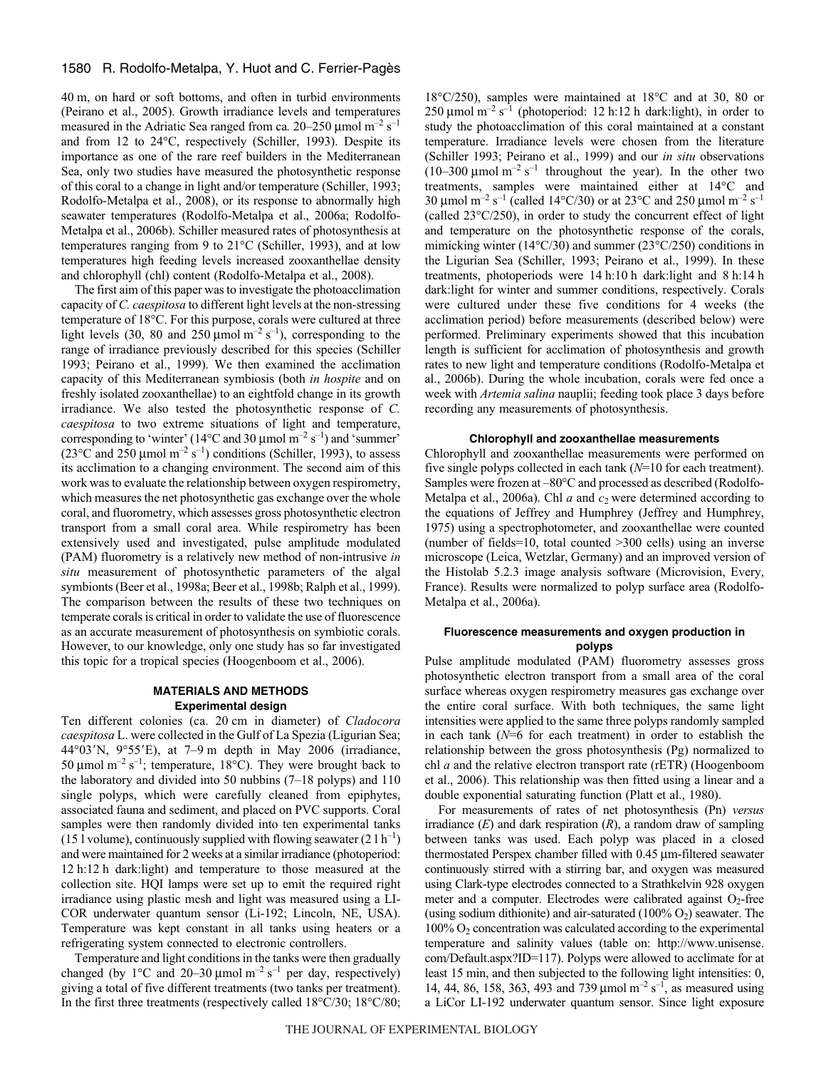40 m, on hard or soft bottoms, and often in turbid environments (Peirano et al., 2005). Growth irradiance levels and temperatures measured in the Adriatic Sea ranged from ca*.* 20–250 μmol $m^{-2}$ $s^{-1}$ and from 12 to 24°C, respectively (Schiller, 1993). Despite its importance as one of the rare reef builders in the Mediterranean Sea, only two studies have measured the photosynthetic response of this coral to a change in light and/or temperature (Schiller, 1993; Rodolfo-Metalpa et al., 2008), or its response to abnormally high seawater temperatures (Rodolfo-Metalpa et al., 2006a; Rodolfo-Metalpa et al., 2006b). Schiller measured rates of photosynthesis at temperatures ranging from 9 to 21°C (Schiller, 1993), and at low temperatures high feeding levels increased zooxanthellae density and chlorophyll (chl) content (Rodolfo-Metalpa et al., 2008).

The first aim of this paper was to investigate the photoacclimation capacity of *C. caespitosa* to different light levels at the non-stressing temperature of 18°C. For this purpose, corals were cultured at three light levels (30, 80 and 250 μmol $m^{-2}$ $s^{-1}$), corresponding to the range of irradiance previously described for this species (Schiller 1993; Peirano et al., 1999). We then examined the acclimation capacity of this Mediterranean symbiosis (both *in hospite* and on freshly isolated zooxanthellae) to an eightfold change in its growth irradiance. We also tested the photosynthetic response of *C. caespitosa* to two extreme situations of light and temperature, corresponding to 'winter' (14°C and 30 μmol $m^{-2}$ $s^{-1}$) and 'summer' (23°C and 250 μmol $m^{-2}$ $s^{-1}$) conditions (Schiller, 1993), to assess its acclimation to a changing environment. The second aim of this work was to evaluate the relationship between oxygen respirometry, which measures the net photosynthetic gas exchange over the whole coral, and fluorometry, which assesses gross photosynthetic electron transport from a small coral area. While respirometry has been extensively used and investigated, pulse amplitude modulated (PAM) fluorometry is a relatively new method of non-intrusive *in situ* measurement of photosynthetic parameters of the algal symbionts (Beer et al., 1998a; Beer et al., 1998b; Ralph et al., 1999). The comparison between the results of these two techniques on temperate corals is critical in order to validate the use of fluorescence as an accurate measurement of photosynthesis on symbiotic corals. However, to our knowledge, only one study has so far investigated this topic for a tropical species (Hoogenboom et al., 2006).

## MATERIALS AND METHODS

### Experimental design

Ten different colonies (ca. 20 cm in diameter) of *Cladocora caespitosa* L. were collected in the Gulf of La Spezia (Ligurian Sea; 44°03′N, 9°55′E), at 7–9 m depth in May 2006 (irradiance, 50 μmol $m^{-2}$ $s^{-1}$; temperature, 18°C). They were brought back to the laboratory and divided into 50 nubbins (7–18 polyps) and 110 single polyps, which were carefully cleaned from epiphytes, associated fauna and sediment, and placed on PVC supports. Coral samples were then randomly divided into ten experimental tanks (15 l volume), continuously supplied with flowing seawater (2 l $h^{-1}$) and were maintained for 2 weeks at a similar irradiance (photoperiod: 12 h:12 h dark:light) and temperature to those measured at the collection site. HQI lamps were set up to emit the required right irradiance using plastic mesh and light was measured using a LI-COR underwater quantum sensor (Li-192; Lincoln, NE, USA). Temperature was kept constant in all tanks using heaters or a refrigerating system connected to electronic controllers.

Temperature and light conditions in the tanks were then gradually changed (by 1°C and 20–30 μmol $m^{-2}$ $s^{-1}$ per day, respectively) giving a total of five different treatments (two tanks per treatment). In the first three treatments (respectively called 18°C/30; 18°C/80; 18°C/250), samples were maintained at 18°C and at 30, 80 or 250 μmol $m^{-2}$ $s^{-1}$ (photoperiod: 12 h:12 h dark:light), in order to study the photoacclimation of this coral maintained at a constant temperature. Irradiance levels were chosen from the literature (Schiller 1993; Peirano et al., 1999) and our *in situ* observations (10–300 μmol $m^{-2}$ $s^{-1}$ throughout the year). In the other two treatments, samples were maintained either at 14°C and 30 μmol $m^{-2}$ $s^{-1}$ (called 14°C/30) or at 23°C and 250 μmol $m^{-2}$ $s^{-1}$ (called 23°C/250), in order to study the concurrent effect of light and temperature on the photosynthetic response of the corals, mimicking winter (14°C/30) and summer (23°C/250) conditions in the Ligurian Sea (Schiller, 1993; Peirano et al., 1999). In these treatments, photoperiods were 14 h:10 h dark:light and 8 h:14 h dark:light for winter and summer conditions, respectively. Corals were cultured under these five conditions for 4 weeks (the acclimation period) before measurements (described below) were performed. Preliminary experiments showed that this incubation length is sufficient for acclimation of photosynthesis and growth rates to new light and temperature conditions (Rodolfo-Metalpa et al., 2006b). During the whole incubation, corals were fed once a week with *Artemia salina* nauplii; feeding took place 3 days before recording any measurements of photosynthesis.

### Chlorophyll and zooxanthellae measurements

Chlorophyll and zooxanthellae measurements were performed on five single polyps collected in each tank ($N$=10 for each treatment). Samples were frozen at –80°C and processed as described (Rodolfo-Metalpa et al., 2006a). Chl *a* and $c_2$ were determined according to the equations of Jeffrey and Humphrey (Jeffrey and Humphrey, 1975) using a spectrophotometer, and zooxanthellae were counted (number of fields=10, total counted >300 cells) using an inverse microscope (Leica, Wetzlar, Germany) and an improved version of the Histolab 5.2.3 image analysis software (Microvision, Every, France). Results were normalized to polyp surface area (Rodolfo-Metalpa et al., 2006a).

### Fluorescence measurements and oxygen production in polyps

Pulse amplitude modulated (PAM) fluorometry assesses gross photosynthetic electron transport from a small area of the coral surface whereas oxygen respirometry measures gas exchange over the entire coral surface. With both techniques, the same light intensities were applied to the same three polyps randomly sampled in each tank ($N$=6 for each treatment) in order to establish the relationship between the gross photosynthesis (Pg) normalized to chl *a* and the relative electron transport rate (rETR) (Hoogenboom et al., 2006). This relationship was then fitted using a linear and a double exponential saturating function (Platt et al., 1980).

For measurements of rates of net photosynthesis (Pn) *versus* irradiance ($E$) and dark respiration ($R$), a random draw of sampling between tanks was used. Each polyp was placed in a closed thermostated Perspex chamber filled with 0.45 μm-filtered seawater continuously stirred with a stirring bar, and oxygen was measured using Clark-type electrodes connected to a Strathkelvin 928 oxygen meter and a computer. Electrodes were calibrated against $O_2$-free (using sodium dithionite) and air-saturated (100% $O_2$) seawater. The 100% $O_2$ concentration was calculated according to the experimental temperature and salinity values (table on: http://www.unisense.com/Default.aspx?ID=117). Polyps were allowed to acclimate for at least 15 min, and then subjected to the following light intensities: 0, 14, 44, 86, 158, 363, 493 and 739 μmol $m^{-2}$ $s^{-1}$, as measured using a LiCor LI-192 underwater quantum sensor. Since light exposure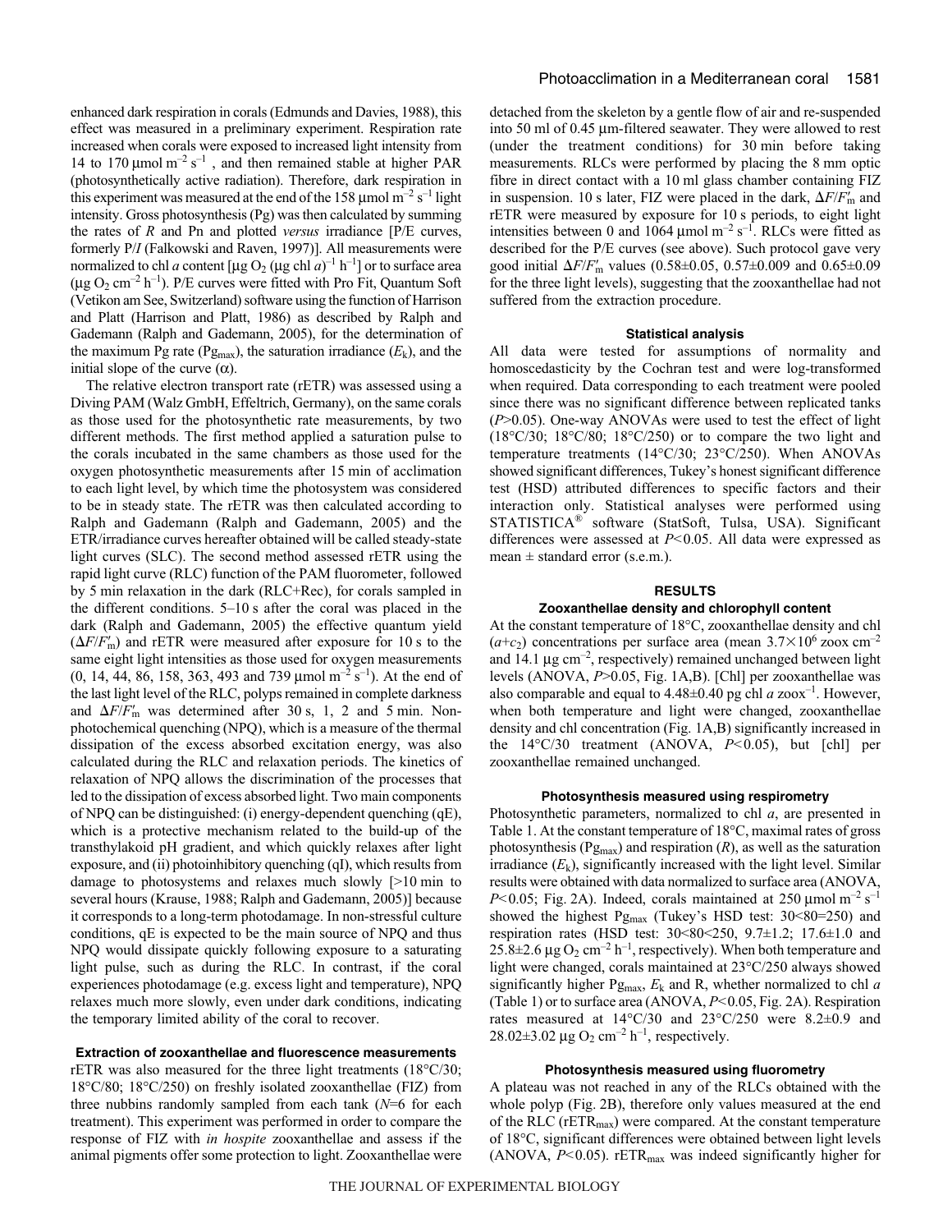enhanced dark respiration in corals (Edmunds and Davies, 1988), this effect was measured in a preliminary experiment. Respiration rate increased when corals were exposed to increased light intensity from 14 to 170 $\mu$mol m$^{-2}$ s$^{-1}$ , and then remained stable at higher PAR (photosynthetically active radiation). Therefore, dark respiration in this experiment was measured at the end of the 158 $\mu$mol m$^{-2}$ s$^{-1}$ light intensity. Gross photosynthesis (Pg) was then calculated by summing the rates of *R* and Pn and plotted *versus* irradiance [P/E curves, formerly P/*I* (Falkowski and Raven, 1997)]. All measurements were normalized to chl *a* content [$\mu$g O$_2$ ($\mu$g chl *a*)$^{-1}$ h$^{-1}$] or to surface area ($\mu$g O$_2$ cm$^{-2}$ h$^{-1}$). P/E curves were fitted with Pro Fit, Quantum Soft (Vetikon am See, Switzerland) software using the function of Harrison and Platt (Harrison and Platt, 1986) as described by Ralph and Gademann (Ralph and Gademann, 2005), for the determination of the maximum Pg rate (Pg$_{max}$), the saturation irradiance ($E_k$), and the initial slope of the curve ($\alpha$).

The relative electron transport rate (rETR) was assessed using a Diving PAM (Walz GmbH, Effeltrich, Germany), on the same corals as those used for the photosynthetic rate measurements, by two different methods. The first method applied a saturation pulse to the corals incubated in the same chambers as those used for the oxygen photosynthetic measurements after 15 min of acclimation to each light level, by which time the photosystem was considered to be in steady state. The rETR was then calculated according to Ralph and Gademann (Ralph and Gademann, 2005) and the ETR/irradiance curves hereafter obtained will be called steady-state light curves (SLC). The second method assessed rETR using the rapid light curve (RLC) function of the PAM fluorometer, followed by 5 min relaxation in the dark (RLC+Rec), for corals sampled in the different conditions. 5–10 s after the coral was placed in the dark (Ralph and Gademann, 2005) the effective quantum yield ($\Delta F/F'_m$) and rETR were measured after exposure for 10 s to the same eight light intensities as those used for oxygen measurements (0, 14, 44, 86, 158, 363, 493 and 739 $\mu$mol m$^{-2}$ s$^{-1}$). At the end of the last light level of the RLC, polyps remained in complete darkness and $\Delta F/F'_m$ was determined after 30 s, 1, 2 and 5 min. Non-photochemical quenching (NPQ), which is a measure of the thermal dissipation of the excess absorbed excitation energy, was also calculated during the RLC and relaxation periods. The kinetics of relaxation of NPQ allows the discrimination of the processes that led to the dissipation of excess absorbed light. Two main components of NPQ can be distinguished: (i) energy-dependent quenching (qE), which is a protective mechanism related to the build-up of the transthylakoid pH gradient, and which quickly relaxes after light exposure, and (ii) photoinhibitory quenching (qI), which results from damage to photosystems and relaxes much slowly [>10 min to several hours (Krause, 1988; Ralph and Gademann, 2005)] because it corresponds to a long-term photodamage. In non-stressful culture conditions, qE is expected to be the main source of NPQ and thus NPQ would dissipate quickly following exposure to a saturating light pulse, such as during the RLC. In contrast, if the coral experiences photodamage (e.g. excess light and temperature), NPQ relaxes much more slowly, even under dark conditions, indicating the temporary limited ability of the coral to recover.

### Extraction of zooxanthellae and fluorescence measurements

rETR was also measured for the three light treatments (18°C/30; 18°C/80; 18°C/250) on freshly isolated zooxanthellae (FIZ) from three nubbins randomly sampled from each tank (*N*=6 for each treatment). This experiment was performed in order to compare the response of FIZ with *in hospite* zooxanthellae and assess if the animal pigments offer some protection to light. Zooxanthellae were detached from the skeleton by a gentle flow of air and re-suspended into 50 ml of 0.45 $\mu$m-filtered seawater. They were allowed to rest (under the treatment conditions) for 30 min before taking measurements. RLCs were performed by placing the 8 mm optic fibre in direct contact with a 10 ml glass chamber containing FIZ in suspension. 10 s later, FIZ were placed in the dark, $\Delta F/F'_m$ and rETR were measured by exposure for 10 s periods, to eight light intensities between 0 and 1064 $\mu$mol m$^{-2}$ s$^{-1}$. RLCs were fitted as described for the P/E curves (see above). Such protocol gave very good initial $\Delta F/F'_m$ values (0.58±0.05, 0.57±0.009 and 0.65±0.09 for the three light levels), suggesting that the zooxanthellae had not suffered from the extraction procedure.

### Statistical analysis

All data were tested for assumptions of normality and homoscedasticity by the Cochran test and were log-transformed when required. Data corresponding to each treatment were pooled since there was no significant difference between replicated tanks ($P$>0.05). One-way ANOVAs were used to test the effect of light (18°C/30; 18°C/80; 18°C/250) or to compare the two light and temperature treatments (14°C/30; 23°C/250). When ANOVAs showed significant differences, Tukey's honest significant difference test (HSD) attributed differences to specific factors and their interaction only. Statistical analyses were performed using STATISTICA® software (StatSoft, Tulsa, USA). Significant differences were assessed at $P$<0.05. All data were expressed as mean ± standard error (s.e.m.).

## RESULTS

### Zooxanthellae density and chlorophyll content

At the constant temperature of 18°C, zooxanthellae density and chl ($a$+$c_2$) concentrations per surface area (mean 3.7$\times$10$^6$ zoox cm$^{-2}$ and 14.1 $\mu$g cm$^{-2}$, respectively) remained unchanged between light levels (ANOVA, $P$>0.05, Fig. 1A,B). [Chl] per zooxanthellae was also comparable and equal to 4.48±0.40 pg chl *a* zoox$^{-1}$. However, when both temperature and light were changed, zooxanthellae density and chl concentration (Fig. 1A,B) significantly increased in the 14°C/30 treatment (ANOVA, $P$<0.05), but [chl] per zooxanthellae remained unchanged.

### Photosynthesis measured using respirometry

Photosynthetic parameters, normalized to chl *a*, are presented in Table 1. At the constant temperature of 18°C, maximal rates of gross photosynthesis (Pg$_{max}$) and respiration (*R*), as well as the saturation irradiance ($E_k$), significantly increased with the light level. Similar results were obtained with data normalized to surface area (ANOVA, $P$<0.05; Fig. 2A). Indeed, corals maintained at 250 $\mu$mol m$^{-2}$ s$^{-1}$ showed the highest Pg$_{max}$ (Tukey's HSD test: 30<80=250) and respiration rates (HSD test: 30<80<250, 9.7±1.2; 17.6±1.0 and 25.8±2.6 $\mu$g O$_2$ cm$^{-2}$ h$^{-1}$, respectively). When both temperature and light were changed, corals maintained at 23°C/250 always showed significantly higher Pg$_{max}$, $E_k$ and R, whether normalized to chl *a* (Table 1) or to surface area (ANOVA, $P$<0.05, Fig. 2A). Respiration rates measured at 14°C/30 and 23°C/250 were 8.2±0.9 and 28.02±3.02 $\mu$g O$_2$ cm$^{-2}$ h$^{-1}$, respectively.

### Photosynthesis measured using fluorometry

A plateau was not reached in any of the RLCs obtained with the whole polyp (Fig. 2B), therefore only values measured at the end of the RLC (rETR$_{max}$) were compared. At the constant temperature of 18°C, significant differences were obtained between light levels (ANOVA, $P$<0.05). rETR$_{max}$ was indeed significantly higher for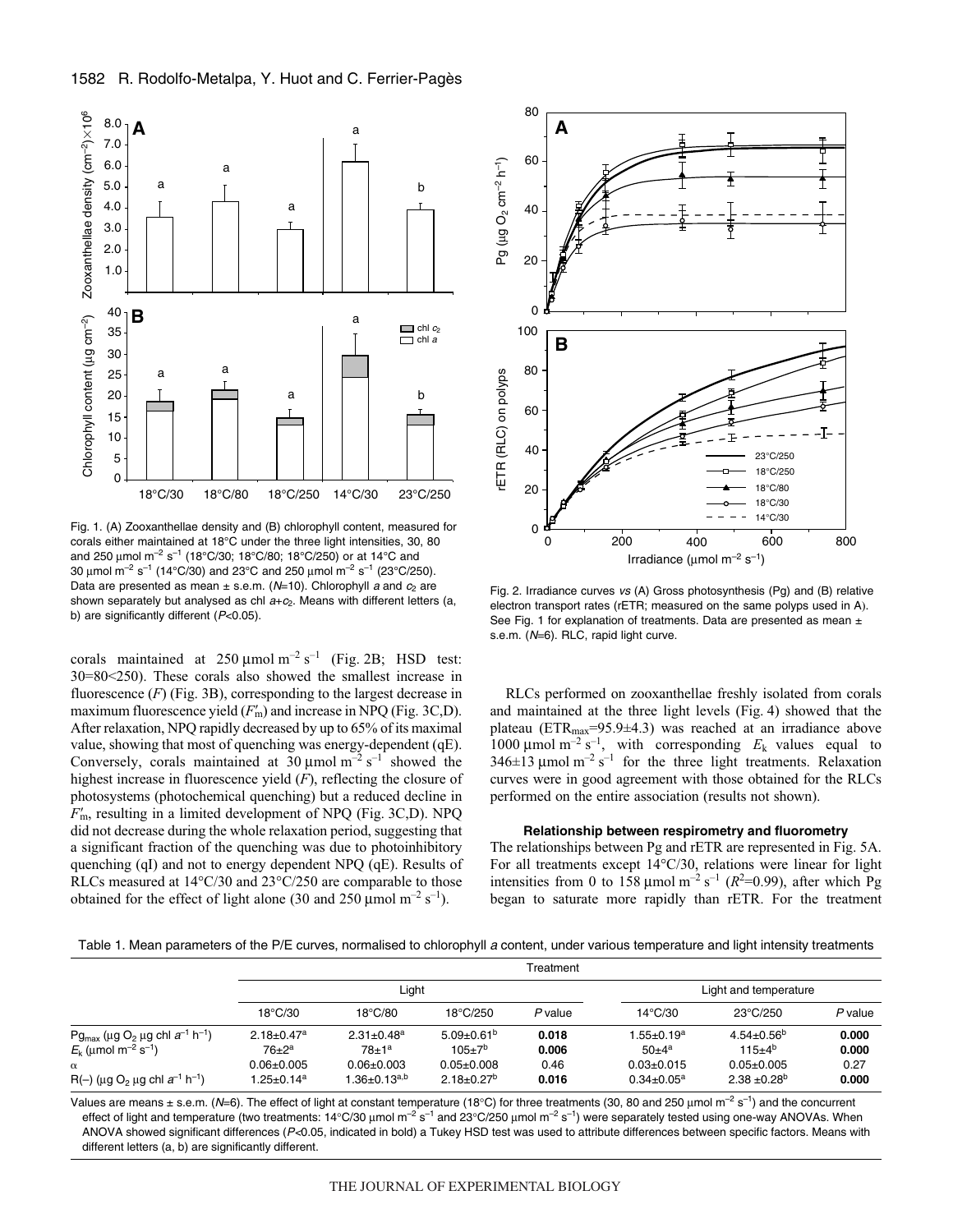Fig. 1. (A) Zooxanthellae density and (B) chlorophyll content, measured for corals either maintained at 18°C under the three light intensities, 30, 80 and 250 μmol $m^{-2}$ $s^{-1}$ (18°C/30; 18°C/80; 18°C/250) or at 14°C and 30 μmol $m^{-2}$ $s^{-1}$ (14°C/30) and 23°C and 250 μmol $m^{-2}$ $s^{-1}$ (23°C/250). Data are presented as mean ± s.e.m. ($N$=10). Chlorophyll $a$ and $c_2$ are shown separately but analysed as chl $a$+$c_2$. Means with different letters (a, b) are significantly different ($P$<0.05).

Fig. 2. Irradiance curves *vs* (A) Gross photosynthesis (Pg) and (B) relative electron transport rates (rETR; measured on the same polyps used in A). See Fig. 1 for explanation of treatments. Data are presented as mean ± s.e.m. ($N$=6). RLC, rapid light curve.

corals maintained at 250 μmol $m^{-2}$ $s^{-1}$ (Fig. 2B; HSD test: 30=80<250). These corals also showed the smallest increase in fluorescence ($F$) (Fig. 3B), corresponding to the largest decrease in maximum fluorescence yield ($F'_m$) and increase in NPQ (Fig. 3C,D). After relaxation, NPQ rapidly decreased by up to 65% of its maximal value, showing that most of quenching was energy-dependent (qE). Conversely, corals maintained at 30 μmol $m^{-2}$ $s^{-1}$ showed the highest increase in fluorescence yield ($F$), reflecting the closure of photosystems (photochemical quenching) but a reduced decline in $F'_m$, resulting in a limited development of NPQ (Fig. 3C,D). NPQ did not decrease during the whole relaxation period, suggesting that a significant fraction of the quenching was due to photoinhibitory quenching (qI) and not to energy dependent NPQ (qE). Results of RLCs measured at 14°C/30 and 23°C/250 are comparable to those obtained for the effect of light alone (30 and 250 μmol $m^{-2}$ $s^{-1}$).

RLCs performed on zooxanthellae freshly isolated from corals and maintained at the three light levels (Fig. 4) showed that the plateau ($ETR_{max}$=95.9±4.3) was reached at an irradiance above 1000 μmol $m^{-2}$ $s^{-1}$, with corresponding $E_k$ values equal to 346±13 μmol $m^{-2}$ $s^{-1}$ for the three light treatments. Relaxation curves were in good agreement with those obtained for the RLCs performed on the entire association (results not shown).

### Relationship between respirometry and fluorometry

The relationships between Pg and rETR are represented in Fig. 5A. For all treatments except 14°C/30, relations were linear for light intensities from 0 to 158 μmol $m^{-2}$ $s^{-1}$ ($R^2$=0.99), after which Pg began to saturate more rapidly than rETR. For the treatment

Table 1. Mean parameters of the P/E curves, normalised to chlorophyll $a$ content, under various temperature and light intensity treatments

| | Treatment | | | | | | |
|---|---|---|---|---|---|---|---|
| | Light | | | | Light and temperature | | |
| | 18°C/30 | 18°C/80 | 18°C/250 | $P$ value | 14°C/30 | 23°C/250 | $P$ value |
| $Pg_{max}$ (μg $O_2$ μg chl $a^{-1}$ $h^{-1}$) | 2.18±0.47[a] | 2.31±0.48[a] | 5.09±0.61[b] | **0.018** | 1.55±0.19[a] | 4.54±0.56[b] | **0.000** |
| $E_k$ (μmol $m^{-2}$ $s^{-1}$) | 76±2[a] | 78±1[a] | 105±7[b] | **0.006** | 50±4[a] | 115±4[b] | **0.000** |
| α | 0.06±0.005 | 0.06±0.003 | 0.05±0.008 | 0.46 | 0.03±0.015 | 0.05±0.005 | 0.27 |
| R(–) (μg $O_2$ μg chl $a^{-1}$ $h^{-1}$) | 1.25±0.14[a] | 1.36±0.13[a,b] | 2.18±0.27[b] | **0.016** | 0.34±0.05[a] | 2.38 ±0.28[b] | **0.000** |

Values are means ± s.e.m. ($N$=6). The effect of light at constant temperature (18°C) for three treatments (30, 80 and 250 μmol $m^{-2}$ $s^{-1}$) and the concurrent effect of light and temperature (two treatments: 14°C/30 μmol $m^{-2}$ $s^{-1}$ and 23°C/250 μmol $m^{-2}$ $s^{-1}$) were separately tested using one-way ANOVAs. When ANOVA showed significant differences ($P$<0.05, indicated in bold) a Tukey HSD test was used to attribute differences between specific factors. Means with different letters (a, b) are significantly different.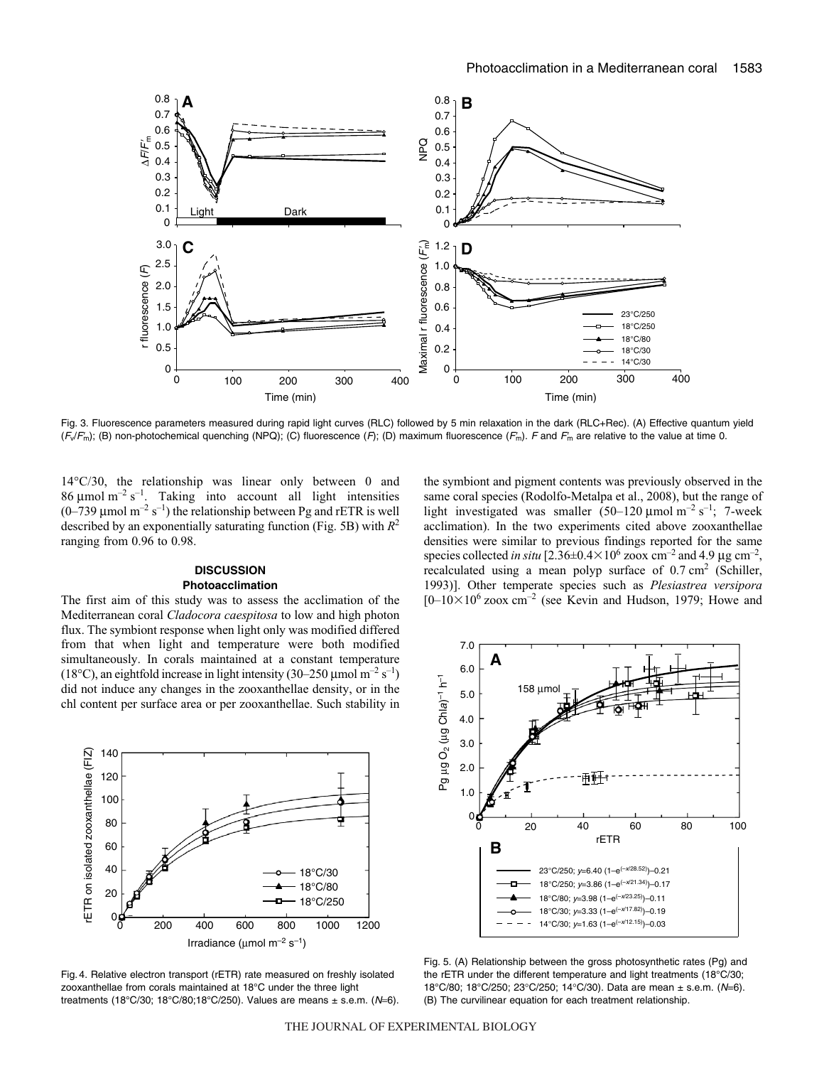Fig. 3. Fluorescence parameters measured during rapid light curves (RLC) followed by 5 min relaxation in the dark (RLC+Rec). (A) Effective quantum yield ($F_v/F_m'$); (B) non-photochemical quenching (NPQ); (C) fluorescence ($F$); (D) maximum fluorescence ($F_m'$). $F$ and $F_m'$ are relative to the value at time 0.

14°C/30, the relationship was linear only between 0 and 86 μmol $m^{-2}$ $s^{-1}$. Taking into account all light intensities (0–739 μmol $m^{-2}$ $s^{-1}$) the relationship between Pg and rETR is well described by an exponentially saturating function (Fig. 5B) with $R^2$ ranging from 0.96 to 0.98.

## DISCUSSION

### Photoacclimation

The first aim of this study was to assess the acclimation of the Mediterranean coral *Cladocora caespitosa* to low and high photon flux. The symbiont response when light only was modified differed from that when light and temperature were both modified simultaneously. In corals maintained at a constant temperature (18°C), an eightfold increase in light intensity (30–250 μmol $m^{-2}$ $s^{-1}$) did not induce any changes in the zooxanthellae density, or in the chl content per surface area or per zooxanthellae. Such stability in the symbiont and pigment contents was previously observed in the same coral species (Rodolfo-Metalpa et al., 2008), but the range of light investigated was smaller (50–120 μmol $m^{-2}$ $s^{-1}$; 7-week acclimation). In the two experiments cited above zooxanthellae densities were similar to previous findings reported for the same species collected *in situ* [$2.36\pm0.4\times10^6$ zoox $cm^{-2}$ and 4.9 μg $cm^{-2}$, recalculated using a mean polyp surface of 0.7 $cm^2$ (Schiller, 1993)]. Other temperate species such as *Plesiastrea versipora* [$0–10\times10^6$ zoox $cm^{-2}$ (see Kevin and Hudson, 1979; Howe and

Fig. 4. Relative electron transport (rETR) rate measured on freshly isolated zooxanthellae from corals maintained at 18°C under the three light treatments (18°C/30; 18°C/80;18°C/250). Values are means ± s.e.m. ($N$=6).

Fig. 5. (A) Relationship between the gross photosynthetic rates (Pg) and the rETR under the different temperature and light treatments (18°C/30; 18°C/80; 18°C/250; 23°C/250; 14°C/30). Data are mean ± s.e.m. ($N$=6). (B) The curvilinear equation for each treatment relationship.

23°C/250; $y=6.40\,(1-e^{(-x/28.52)})-0.21$
18°C/250; $y=3.86\,(1-e^{(-x/21.34)})-0.17$
18°C/80; $y=3.98\,(1-e^{(-x/23.25)})-0.11$
18°C/30; $y=3.33\,(1-e^{(-x/17.82)})-0.19$
14°C/30; $y=1.63\,(1-e^{(-x/12.15)})-0.03$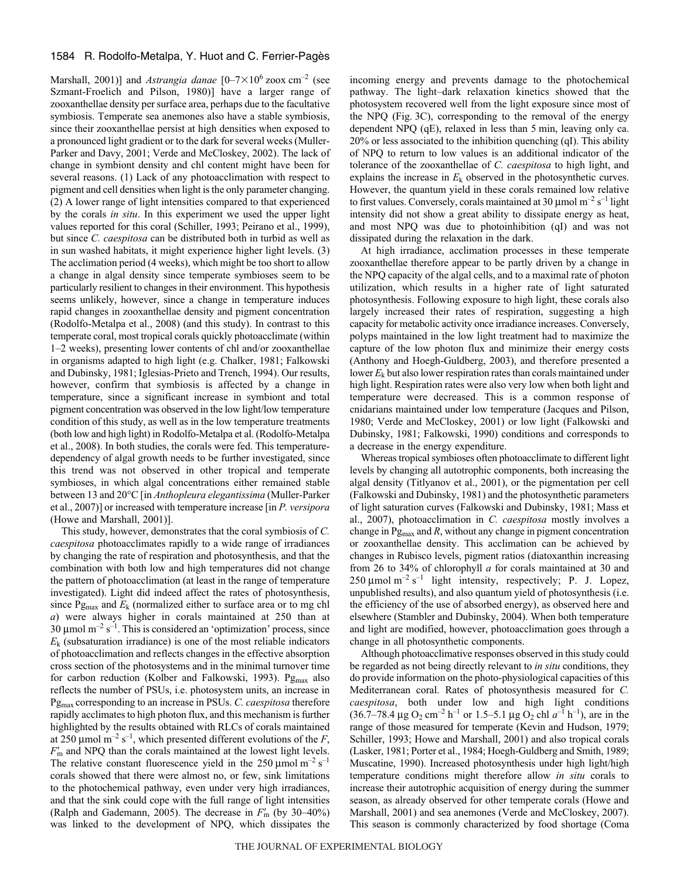Marshall, 2001)] and *Astrangia danae* [0–7×10$^6$ zoox cm$^{-2}$ (see Szmant-Froelich and Pilson, 1980)] have a larger range of zooxanthellae density per surface area, perhaps due to the facultative symbiosis. Temperate sea anemones also have a stable symbiosis, since their zooxanthellae persist at high densities when exposed to a pronounced light gradient or to the dark for several weeks (Muller-Parker and Davy, 2001; Verde and McCloskey, 2002). The lack of change in symbiont density and chl content might have been for several reasons. (1) Lack of any photoacclimation with respect to pigment and cell densities when light is the only parameter changing. (2) A lower range of light intensities compared to that experienced by the corals *in situ*. In this experiment we used the upper light values reported for this coral (Schiller, 1993; Peirano et al., 1999), but since *C. caespitosa* can be distributed both in turbid as well as in sun washed habitats, it might experience higher light levels. (3) The acclimation period (4 weeks), which might be too short to allow a change in algal density since temperate symbioses seem to be particularly resilient to changes in their environment. This hypothesis seems unlikely, however, since a change in temperature induces rapid changes in zooxanthellae density and pigment concentration (Rodolfo-Metalpa et al., 2008) (and this study). In contrast to this temperate coral, most tropical corals quickly photoacclimate (within 1–2 weeks), presenting lower contents of chl and/or zooxanthellae in organisms adapted to high light (e.g. Chalker, 1981; Falkowski and Dubinsky, 1981; Iglesias-Prieto and Trench, 1994). Our results, however, confirm that symbiosis is affected by a change in temperature, since a significant increase in symbiont and total pigment concentration was observed in the low light/low temperature condition of this study, as well as in the low temperature treatments (both low and high light) in Rodolfo-Metalpa et al. (Rodolfo-Metalpa et al., 2008). In both studies, the corals were fed. This temperature-dependency of algal growth needs to be further investigated, since this trend was not observed in other tropical and temperate symbioses, in which algal concentrations either remained stable between 13 and 20°C [in *Anthopleura elegantissima* (Muller-Parker et al., 2007)] or increased with temperature increase [in *P. versipora* (Howe and Marshall, 2001)].

This study, however, demonstrates that the coral symbiosis of *C. caespitosa* photoacclimates rapidly to a wide range of irradiances by changing the rate of respiration and photosynthesis, and that the combination with both low and high temperatures did not change the pattern of photoacclimation (at least in the range of temperature investigated). Light did indeed affect the rates of photosynthesis, since $Pg_{max}$ and $E_k$ (normalized either to surface area or to mg chl *a*) were always higher in corals maintained at 250 than at 30 μmol m$^{-2}$ s$^{-1}$. This is considered an 'optimization' process, since $E_k$ (subsaturation irradiance) is one of the most reliable indicators of photoacclimation and reflects changes in the effective absorption cross section of the photosystems and in the minimal turnover time for carbon reduction (Kolber and Falkowski, 1993). $Pg_{max}$ also reflects the number of PSUs, i.e. photosystem units, an increase in $Pg_{max}$ corresponding to an increase in PSUs. *C. caespitosa* therefore rapidly acclimates to high photon flux, and this mechanism is further highlighted by the results obtained with RLCs of corals maintained at 250 μmol m$^{-2}$ s$^{-1}$, which presented different evolutions of the $F$, $F'_m$ and NPQ than the corals maintained at the lowest light levels. The relative constant fluorescence yield in the 250 μmol m$^{-2}$ s$^{-1}$ corals showed that there were almost no, or few, sink limitations to the photochemical pathway, even under very high irradiances, and that the sink could cope with the full range of light intensities (Ralph and Gademann, 2005). The decrease in $F'_m$ (by 30–40%) was linked to the development of NPQ, which dissipates the incoming energy and prevents damage to the photochemical pathway. The light–dark relaxation kinetics showed that the photosystem recovered well from the light exposure since most of the NPQ (Fig. 3C), corresponding to the removal of the energy dependent NPQ (qE), relaxed in less than 5 min, leaving only ca. 20% or less associated to the inhibition quenching (qI). This ability of NPQ to return to low values is an additional indicator of the tolerance of the zooxanthellae of *C. caespitosa* to high light, and explains the increase in $E_k$ observed in the photosynthetic curves. However, the quantum yield in these corals remained low relative to first values. Conversely, corals maintained at 30 μmol m$^{-2}$ s$^{-1}$ light intensity did not show a great ability to dissipate energy as heat, and most NPQ was due to photoinhibition (qI) and was not dissipated during the relaxation in the dark.

At high irradiance, acclimation processes in these temperate zooxanthellae therefore appear to be partly driven by a change in the NPQ capacity of the algal cells, and to a maximal rate of photon utilization, which results in a higher rate of light saturated photosynthesis. Following exposure to high light, these corals also largely increased their rates of respiration, suggesting a high capacity for metabolic activity once irradiance increases. Conversely, polyps maintained in the low light treatment had to maximize the capture of the low photon flux and minimize their energy costs (Anthony and Hoegh-Guldberg, 2003), and therefore presented a lower $E_k$ but also lower respiration rates than corals maintained under high light. Respiration rates were also very low when both light and temperature were decreased. This is a common response of cnidarians maintained under low temperature (Jacques and Pilson, 1980; Verde and McCloskey, 2001) or low light (Falkowski and Dubinsky, 1981; Falkowski, 1990) conditions and corresponds to a decrease in the energy expenditure.

Whereas tropical symbioses often photoacclimate to different light levels by changing all autotrophic components, both increasing the algal density (Titlyanov et al., 2001), or the pigmentation per cell (Falkowski and Dubinsky, 1981) and the photosynthetic parameters of light saturation curves (Falkowski and Dubinsky, 1981; Mass et al., 2007), photoacclimation in *C. caespitosa* mostly involves a change in $Pg_{max}$ and $R$, without any change in pigment concentration or zooxanthellae density. This acclimation can be achieved by changes in Rubisco levels, pigment ratios (diatoxanthin increasing from 26 to 34% of chlorophyll *a* for corals maintained at 30 and 250 μmol m$^{-2}$ s$^{-1}$ light intensity, respectively; P. J. Lopez, unpublished results), and also quantum yield of photosynthesis (i.e. the efficiency of the use of absorbed energy), as observed here and elsewhere (Stambler and Dubinsky, 2004). When both temperature and light are modified, however, photoacclimation goes through a change in all photosynthetic components.

Although photoacclimative responses observed in this study could be regarded as not being directly relevant to *in situ* conditions, they do provide information on the photo-physiological capacities of this Mediterranean coral. Rates of photosynthesis measured for *C. caespitosa*, both under low and high light conditions (36.7–78.4 μg $O_2$ cm$^{-2}$ h$^{-1}$ or 1.5–5.1 μg $O_2$ chl $a^{-1}$ h$^{-1}$), are in the range of those measured for temperate (Kevin and Hudson, 1979; Schiller, 1993; Howe and Marshall, 2001) and also tropical corals (Lasker, 1981; Porter et al., 1984; Hoegh-Guldberg and Smith, 1989; Muscatine, 1990). Increased photosynthesis under high light/high temperature conditions might therefore allow *in situ* corals to increase their autotrophic acquisition of energy during the summer season, as already observed for other temperate corals (Howe and Marshall, 2001) and sea anemones (Verde and McCloskey, 2007). This season is commonly characterized by food shortage (Coma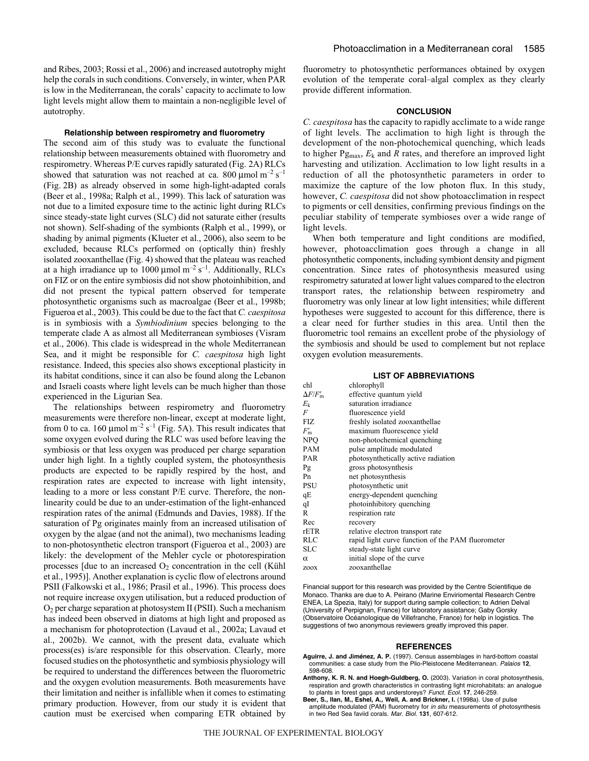and Ribes, 2003; Rossi et al., 2006) and increased autotrophy might help the corals in such conditions. Conversely, in winter, when PAR is low in the Mediterranean, the corals' capacity to acclimate to low light levels might allow them to maintain a non-negligible level of autotrophy.

### Relationship between respirometry and fluorometry

The second aim of this study was to evaluate the functional relationship between measurements obtained with fluorometry and respirometry. Whereas P/E curves rapidly saturated (Fig. 2A) RLCs showed that saturation was not reached at ca. 800 μmol $m^{-2}$ $s^{-1}$ (Fig. 2B) as already observed in some high-light-adapted corals (Beer et al., 1998a; Ralph et al., 1999). This lack of saturation was not due to a limited exposure time to the actinic light during RLCs since steady-state light curves (SLC) did not saturate either (results not shown). Self-shading of the symbionts (Ralph et al., 1999), or shading by animal pigments (Klueter et al., 2006), also seem to be excluded, because RLCs performed on (optically thin) freshly isolated zooxanthellae (Fig. 4) showed that the plateau was reached at a high irradiance up to 1000 μmol $m^{-2}$ $s^{-1}$. Additionally, RLCs on FIZ or on the entire symbiosis did not show photoinhibition, and did not present the typical pattern observed for temperate photosynthetic organisms such as macroalgae (Beer et al., 1998b; Figueroa et al., 2003). This could be due to the fact that *C. caespitosa* is in symbiosis with a *Symbiodinium* species belonging to the temperate clade A as almost all Mediterranean symbioses (Visram et al., 2006). This clade is widespread in the whole Mediterranean Sea, and it might be responsible for *C. caespitosa* high light resistance. Indeed, this species also shows exceptional plasticity in its habitat conditions, since it can also be found along the Lebanon and Israeli coasts where light levels can be much higher than those experienced in the Ligurian Sea.

The relationships between respirometry and fluorometry measurements were therefore non-linear, except at moderate light, from 0 to ca. 160 μmol $m^{-2}$ $s^{-1}$ (Fig. 5A). This result indicates that some oxygen evolved during the RLC was used before leaving the symbiosis or that less oxygen was produced per charge separation under high light. In a tightly coupled system, the photosynthesis products are expected to be rapidly respired by the host, and respiration rates are expected to increase with light intensity, leading to a more or less constant P/E curve. Therefore, the non-linearity could be due to an under-estimation of the light-enhanced respiration rates of the animal (Edmunds and Davies, 1988). If the saturation of Pg originates mainly from an increased utilisation of oxygen by the algae (and not the animal), two mechanisms leading to non-photosynthetic electron transport (Figueroa et al., 2003) are likely: the development of the Mehler cycle or photorespiration processes [due to an increased $O_2$ concentration in the cell (Kühl et al., 1995)]. Another explanation is cyclic flow of electrons around PSII (Falkowski et al., 1986; Prasil et al., 1996). This process does not require increase oxygen utilisation, but a reduced production of $O_2$ per charge separation at photosystem II (PSII). Such a mechanism has indeed been observed in diatoms at high light and proposed as a mechanism for photoprotection (Lavaud et al., 2002a; Lavaud et al., 2002b). We cannot, with the present data, evaluate which process(es) is/are responsible for this observation. Clearly, more focused studies on the photosynthetic and symbiosis physiology will be required to understand the differences between the fluorometric and the oxygen evolution measurements. Both measurements have their limitation and neither is infallible when it comes to estimating primary production. However, from our study it is evident that caution must be exercised when comparing ETR obtained by fluorometry to photosynthetic performances obtained by oxygen evolution of the temperate coral–algal complex as they clearly provide different information.

## CONCLUSION

*C. caespitosa* has the capacity to rapidly acclimate to a wide range of light levels. The acclimation to high light is through the development of the non-photochemical quenching, which leads to higher $Pg_{max}$, $E_k$ and $R$ rates, and therefore an improved light harvesting and utilization. Acclimation to low light results in a reduction of all the photosynthetic parameters in order to maximize the capture of the low photon flux. In this study, however, *C. caespitosa* did not show photoacclimation in respect to pigments or cell densities, confirming previous findings on the peculiar stability of temperate symbioses over a wide range of light levels.

When both temperature and light conditions are modified, however, photoacclimation goes through a change in all photosynthetic components, including symbiont density and pigment concentration. Since rates of photosynthesis measured using respirometry saturated at lower light values compared to the electron transport rates, the relationship between respirometry and fluorometry was only linear at low light intensities; while different hypotheses were suggested to account for this difference, there is a clear need for further studies in this area. Until then the fluorometric tool remains an excellent probe of the physiology of the symbiosis and should be used to complement but not replace oxygen evolution measurements.

## LIST OF ABBREVIATIONS

| | |
|---|---|
| chl | chlorophyll |
| $\Delta F/F'_m$ | effective quantum yield |
| $E_k$ | saturation irradiance |
| $F$ | fluorescence yield |
| FIZ | freshly isolated zooxanthellae |
| $F'_m$ | maximum fluorescence yield |
| NPQ | non-photochemical quenching |
| PAM | pulse amplitude modulated |
| PAR | photosynthetically active radiation |
| Pg | gross photosynthesis |
| Pn | net photosynthesis |
| PSU | photosynthetic unit |
| qE | energy-dependent quenching |
| qI | photoinhibitory quenching |
| R | respiration rate |
| Rec | recovery |
| rETR | relative electron transport rate |
| RLC | rapid light curve function of the PAM fluorometer |
| SLC | steady-state light curve |
| α | initial slope of the curve |
| zoox | zooxanthellae |

Financial support for this research was provided by the Centre Scientifique de Monaco. Thanks are due to A. Peirano (Marine Enviriomental Research Centre ENEA, La Spezia, Italy) for support during sample collection; to Adrien Delval (University of Perpignan, France) for laboratory assistance; Gaby Gorsky (Observatoire Océanologique de Villefranche, France) for help in logistics. The suggestions of two anonymous reviewers greatly improved this paper.

## REFERENCES

**Aguirre, J. and Jiménez, A. P.** (1997). Census assemblages in hard-bottom coastal communities: a case study from the Plio-Pleistocene Mediterranean. *Palaios* **12**, 598-608.

**Anthony, K. R. N. and Hoegh-Guldberg, O.** (2003). Variation in coral photosynthesis, respiration and growth characteristics in contrasting light microhabitats: an analogue to plants in forest gaps and understoreys? *Funct. Ecol.* **17**, 246-259.

**Beer, S., Ilan, M., Eshel, A., Weil, A. and Brickner, I.** (1998a). Use of pulse amplitude modulated (PAM) fluorometry for *in situ* measurements of photosynthesis in two Red Sea faviid corals. *Mar. Biol.* **131**, 607-612.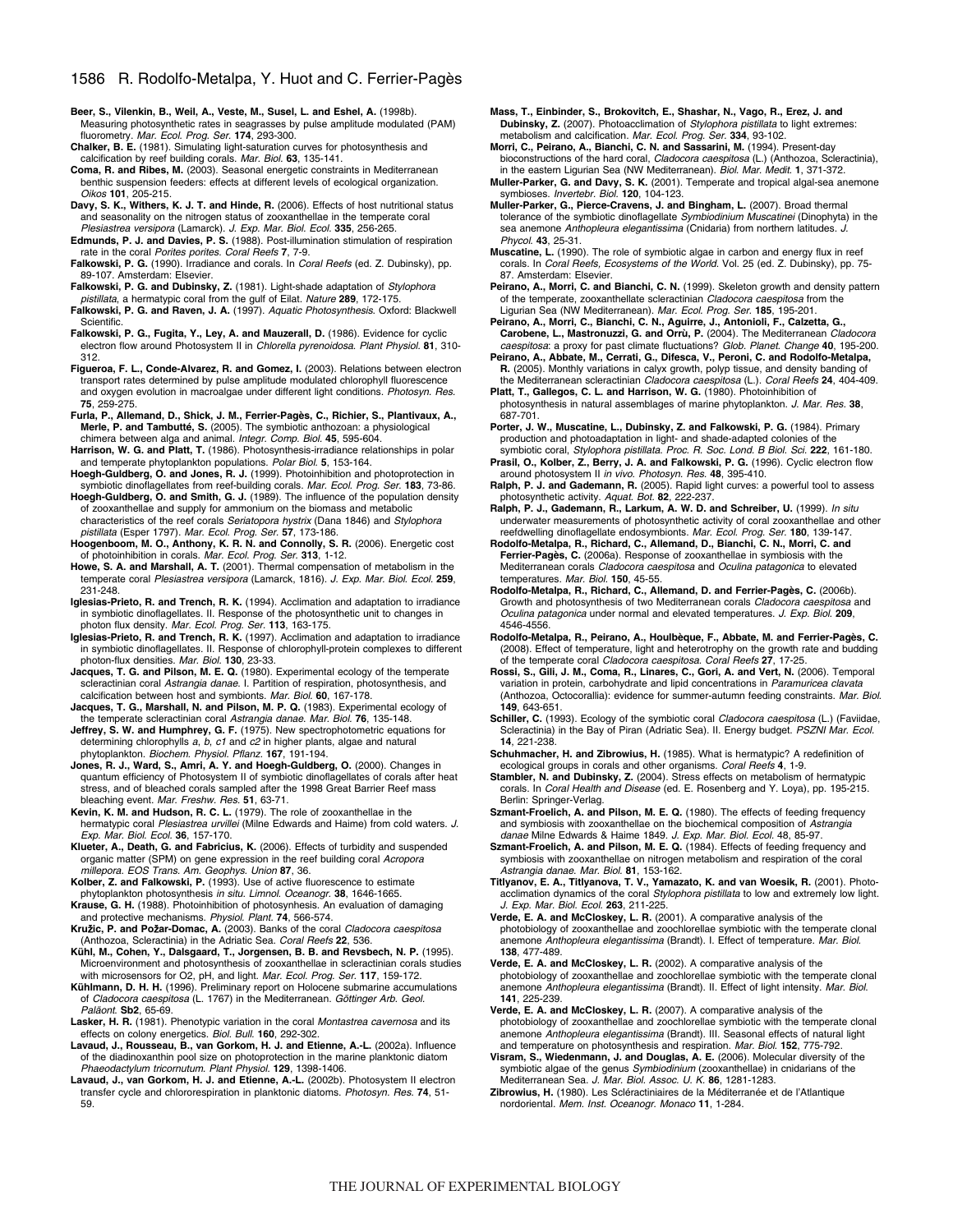**Beer, S., Vilenkin, B., Weil, A., Veste, M., Susel, L. and Eshel, A.** (1998b). Measuring photosynthetic rates in seagrasses by pulse amplitude modulated (PAM) fluorometry. *Mar. Ecol. Prog. Ser.* **174**, 293-300.

**Chalker, B. E.** (1981). Simulating light-saturation curves for photosynthesis and calcification by reef building corals. *Mar. Biol.* **63**, 135-141.

**Coma, R. and Ribes, M.** (2003). Seasonal energetic constraints in Mediterranean benthic suspension feeders: effects at different levels of ecological organization. *Oikos* **101**, 205-215.

**Davy, S. K., Withers, K. J. T. and Hinde, R.** (2006). Effects of host nutritional status and seasonality on the nitrogen status of zooxanthellae in the temperate coral *Plesiastrea versipora* (Lamarck). *J. Exp. Mar. Biol. Ecol.* **335**, 256-265.

**Edmunds, P. J. and Davies, P. S.** (1988). Post-illumination stimulation of respiration rate in the coral *Porites porites*. *Coral Reefs* **7**, 7-9.

**Falkowski, P. G.** (1990). Irradiance and corals. In *Coral Reefs* (ed. Z. Dubinsky), pp. 89-107. Amsterdam: Elsevier.

**Falkowski, P. G. and Dubinsky, Z.** (1981). Light-shade adaptation of *Stylophora pistillata*, a hermatypic coral from the gulf of Eilat. *Nature* **289**, 172-175.

**Falkowski, P. G. and Raven, J. A.** (1997). *Aquatic Photosynthesis*. Oxford: Blackwell Scientific.

**Falkowski, P. G., Fugita, Y., Ley, A. and Mauzerall, D.** (1986). Evidence for cyclic electron flow around Photosystem II in *Chlorella pyrenoidosa*. *Plant Physiol.* **81**, 310-312.

**Figueroa, F. L., Conde-Alvarez, R. and Gomez, I.** (2003). Relations between electron transport rates determined by pulse amplitude modulated chlorophyll fluorescence and oxygen evolution in macroalgae under different light conditions. *Photosyn. Res.* **75**, 259-275.

**Furla, P., Allemand, D., Shick, J. M., Ferrier-Pagès, C., Richier, S., Plantivaux, A., Merle, P. and Tambutté, S.** (2005). The symbiotic anthozoan: a physiological chimera between alga and animal. *Integr. Comp. Biol.* **45**, 595-604.

**Harrison, W. G. and Platt, T.** (1986). Photosynthesis-irradiance relationships in polar and temperate phytoplankton populations. *Polar Biol.* **5**, 153-164.

**Hoegh-Guldberg, O. and Jones, R. J.** (1999). Photoinhibition and photoprotection in symbiotic dinoflagellates from reef-building corals. *Mar. Ecol. Prog. Ser.* **183**, 73-86.

**Hoegh-Guldberg, O. and Smith, G. J.** (1989). The influence of the population density of zooxanthellae and supply for ammonium on the biomass and metabolic characteristics of the reef corals *Seriatopora hystrix* (Dana 1846) and *Stylophora pistillata* (Esper 1797). *Mar. Ecol. Prog. Ser.* **57**, 173-186.

**Hoogenboom, M. O., Anthony, K. R. N. and Connolly, S. R.** (2006). Energetic cost of photoinhibition in corals. *Mar. Ecol. Prog. Ser.* **313**, 1-12.

**Howe, S. A. and Marshall, A. T.** (2001). Thermal compensation of metabolism in the temperate coral *Plesiastrea versipora* (Lamarck, 1816). *J. Exp. Mar. Biol. Ecol.* **259**, 231-248.

**Iglesias-Prieto, R. and Trench, R. K.** (1994). Acclimation and adaptation to irradiance in symbiotic dinoflagellates. II. Response of the photosynthetic unit to changes in photon flux density. *Mar. Ecol. Prog. Ser.* **113**, 163-175.

**Iglesias-Prieto, R. and Trench, R. K.** (1997). Acclimation and adaptation to irradiance in symbiotic dinoflagellates. II. Response of chlorophyll-protein complexes to different photon-flux densities. *Mar. Biol.* **130**, 23-33.

**Jacques, T. G. and Pilson, M. E. Q.** (1980). Experimental ecology of the temperate scleractinian coral *Astrangia danae*. I. Partition of respiration, photosynthesis, and calcification between host and symbionts. *Mar. Biol.* **60**, 167-178.

**Jacques, T. G., Marshall, N. and Pilson, M. P. Q.** (1983). Experimental ecology of the temperate scleractinian coral *Astrangia danae*. *Mar. Biol.* **76**, 135-148.

**Jeffrey, S. W. and Humphrey, G. F.** (1975). New spectrophotometric equations for determining chlorophylls *a*, *b*, *c1* and *c2* in higher plants, algae and natural phytoplankton. *Biochem. Physiol. Pflanz.* **167**, 191-194.

**Jones, R. J., Ward, S., Amri, A. Y. and Hoegh-Guldberg, O.** (2000). Changes in quantum efficiency of Photosystem II of symbiotic dinoflagellates of corals after heat stress, and of bleached corals sampled after the 1998 Great Barrier Reef mass bleaching event. *Mar. Freshw. Res.* **51**, 63-71.

**Kevin, K. M. and Hudson, R. C. L.** (1979). The role of zooxanthellae in the hermatypic coral *Plesiastrea urvillei* (Milne Edwards and Haime) from cold waters. *J. Exp. Mar. Biol. Ecol.* **36**, 157-170.

**Klueter, A., Death, G. and Fabricius, K.** (2006). Effects of turbidity and suspended organic matter (SPM) on gene expression in the reef building coral *Acropora millepora*. *EOS Trans. Am. Geophys. Union* **87**, 36.

**Kolber, Z. and Falkowski, P.** (1993). Use of active fluorescence to estimate phytoplankton photosynthesis *in situ*. *Limnol. Oceanogr.* **38**, 1646-1665.

**Krause, G. H.** (1988). Photoinhibition of photosynthesis. An evaluation of damaging and protective mechanisms. *Physiol. Plant.* **74**, 566-574.

**Kružic, P. and Požar-Domac, A.** (2003). Banks of the coral *Cladocora caespitosa* (Anthozoa, Scleractinia) in the Adriatic Sea. *Coral Reefs* **22**, 536.

**Kühl, M., Cohen, Y., Dalsgaard, T., Jorgensen, B. B. and Revsbech, N. P.** (1995). Microenvironment and photosynthesis of zooxanthellae in scleractinian corals studies with microsensors for O2, pH, and light. *Mar. Ecol. Prog. Ser.* **117**, 159-172.

**Kühlmann, D. H. H.** (1996). Preliminary report on Holocene submarine accumulations of *Cladocora caespitosa* (L. 1767) in the Mediterranean. *Göttinger Arb. Geol. Paläont.* **Sb2**, 65-69.

**Lasker, H. R.** (1981). Phenotypic variation in the coral *Montastrea cavernosa* and its effects on colony energetics. *Biol. Bull.* **160**, 292-302.

**Lavaud, J., Rousseau, B., van Gorkom, H. J. and Etienne, A.-L.** (2002a). Influence of the diadinoxanthin pool size on photoprotection in the marine planktonic diatom *Phaeodactylum tricornutum*. *Plant Physiol.* **129**, 1398-1406.

**Lavaud, J., van Gorkom, H. J. and Etienne, A.-L.** (2002b). Photosystem II electron transfer cycle and chlororespiration in planktonic diatoms. *Photosyn. Res.* **74**, 51-59.

**Mass, T., Einbinder, S., Brokovitch, E., Shashar, N., Vago, R., Erez, J. and Dubinsky, Z.** (2007). Photoacclimation of *Stylophora pistillata* to light extremes: metabolism and calcification. *Mar. Ecol. Prog. Ser.* **334**, 93-102.

**Morri, C., Peirano, A., Bianchi, C. N. and Sassarini, M.** (1994). Present-day bioconstructions of the hard coral, *Cladocora caespitosa* (L.) (Anthozoa, Scleractinia), in the eastern Ligurian Sea (NW Mediterranean). *Biol. Mar. Medit.* **1**, 371-372.

**Muller-Parker, G. and Davy, S. K.** (2001). Temperate and tropical algal-sea anemone symbioses. *Invertebr. Biol.* **120**, 104-123.

**Muller-Parker, G., Pierce-Cravens, J. and Bingham, L.** (2007). Broad thermal tolerance of the symbiotic dinoflagellate *Symbiodinium Muscatinei* (Dinophyta) in the sea anemone *Anthopleura elegantissima* (Cnidaria) from northern latitudes. *J. Phycol.* **43**, 25-31.

**Muscatine, L.** (1990). The role of symbiotic algae in carbon and energy flux in reef corals. In *Coral Reefs, Ecosystems of the World*. Vol. 25 (ed. Z. Dubinsky), pp. 75-87. Amsterdam: Elsevier.

**Peirano, A., Morri, C. and Bianchi, C. N.** (1999). Skeleton growth and density pattern of the temperate, zooxanthellate scleractinian *Cladocora caespitosa* from the Ligurian Sea (NW Mediterranean). *Mar. Ecol. Prog. Ser.* **185**, 195-201.

**Peirano, A., Morri, C., Bianchi, C. N., Aguirre, J., Antonioli, F., Calzetta, G., Carobene, L., Mastronuzzi, G. and Orrù, P.** (2004). The Mediterranean *Cladocora caespitosa*: a proxy for past climate fluctuations? *Glob. Planet. Change* **40**, 195-200.

**Peirano, A., Abbate, M., Cerrati, G., Difesca, V., Peroni, C. and Rodolfo-Metalpa, R.** (2005). Monthly variations in calyx growth, polyp tissue, and density banding of the Mediterranean scleractinian *Cladocora caespitosa* (L.). *Coral Reefs* **24**, 404-409.

**Platt, T., Gallegos, C. L. and Harrison, W. G.** (1980). Photoinhibition of photosynthesis in natural assemblages of marine phytoplankton. *J. Mar. Res.* **38**, 687-701.

**Porter, J. W., Muscatine, L., Dubinsky, Z. and Falkowski, P. G.** (1984). Primary production and photoadaptation in light- and shade-adapted colonies of the symbiotic coral, *Stylophora pistillata*. *Proc. R. Soc. Lond. B Biol. Sci.* **222**, 161-180.

**Prasil, O., Kolber, Z., Berry, J. A. and Falkowski, P. G.** (1996). Cyclic electron flow around photosystem II *in vivo*. *Photosyn. Res.* **48**, 395-410.

**Ralph, P. J. and Gademann, R.** (2005). Rapid light curves: a powerful tool to assess photosynthetic activity. *Aquat. Bot.* **82**, 222-237.

**Ralph, P. J., Gademann, R., Larkum, A. W. D. and Schreiber, U.** (1999). *In situ* underwater measurements of photosynthetic activity of coral zooxanthellae and other reefdwelling dinoflagellate endosymbionts. *Mar. Ecol. Prog. Ser.* **180**, 139-147.

**Rodolfo-Metalpa, R., Richard, C., Allemand, D., Bianchi, C. N., Morri, C. and Ferrier-Pagès, C.** (2006a). Response of zooxanthellae in symbiosis with the Mediterranean corals *Cladocora caespitosa* and *Oculina patagonica* to elevated temperatures. *Mar. Biol.* **150**, 45-55.

**Rodolfo-Metalpa, R., Richard, C., Allemand, D. and Ferrier-Pagès, C.** (2006b). Growth and photosynthesis of two Mediterranean corals *Cladocora caespitosa* and *Oculina patagonica* under normal and elevated temperatures. *J. Exp. Biol.* **209**, 4546-4556.

**Rodolfo-Metalpa, R., Peirano, A., Houlbèque, F., Abbate, M. and Ferrier-Pagès, C.** (2008). Effect of temperature, light and heterotrophy on the growth rate and budding of the temperate coral *Cladocora caespitosa*. *Coral Reefs* **27**, 17-25.

**Rossi, S., Gili, J. M., Coma, R., Linares, C., Gori, A. and Vert, N.** (2006). Temporal variation in protein, carbohydrate and lipid concentrations in *Paramuricea clavata* (Anthozoa, Octocorallia): evidence for summer-autumn feeding constraints. *Mar. Biol.* **149**, 643-651.

**Schiller, C.** (1993). Ecology of the symbiotic coral *Cladocora caespitosa* (L.) (Faviidae, Scleractinia) in the Bay of Piran (Adriatic Sea). II. Energy budget. *PSZNI Mar. Ecol.* **14**, 221-238.

**Schuhmacher, H. and Zibrowius, H.** (1985). What is hermatypic? A redefinition of ecological groups in corals and other organisms. *Coral Reefs* **4**, 1-9.

**Stambler, N. and Dubinsky, Z.** (2004). Stress effects on metabolism of hermatypic corals. In *Coral Health and Disease* (ed. E. Rosenberg and Y. Loya), pp. 195-215. Berlin: Springer-Verlag.

**Szmant-Froelich, A. and Pilson, M. E. Q.** (1980). The effects of feeding frequency and symbiosis with zooxanthellae on the biochemical composition of *Astrangia danae* Milne Edwards & Haime 1849. *J. Exp. Mar. Biol. Ecol.* 48, 85-97.

**Szmant-Froelich, A. and Pilson, M. E. Q.** (1984). Effects of feeding frequency and symbiosis with zooxanthellae on nitrogen metabolism and respiration of the coral *Astrangia danae*. *Mar. Biol.* **81**, 153-162.

**Titlyanov, E. A., Titlyanova, T. V., Yamazato, K. and van Woesik, R.** (2001). Photo-acclimation dynamics of the coral *Stylophora pistillata* to low and extremely low light. *J. Exp. Mar. Biol. Ecol.* **263**, 211-225.

**Verde, E. A. and McCloskey, L. R.** (2001). A comparative analysis of the photobiology of zooxanthellae and zoochlorellae symbiotic with the temperate clonal anemone *Anthopleura elegantissima* (Brandt). I. Effect of temperature. *Mar. Biol.* **138**, 477-489.

**Verde, E. A. and McCloskey, L. R.** (2002). A comparative analysis of the photobiology of zooxanthellae and zoochlorellae symbiotic with the temperate clonal anemone *Anthopleura elegantissima* (Brandt). II. Effect of light intensity. *Mar. Biol.* **141**, 225-239.

**Verde, E. A. and McCloskey, L. R.** (2007). A comparative analysis of the photobiology of zooxanthellae and zoochlorellae symbiotic with the temperate clonal anemone *Anthopleura elegantissima* (Brandt). III. Seasonal effects of natural light and temperature on photosynthesis and respiration. *Mar. Biol.* **152**, 775-792.

**Visram, S., Wiedenmann, J. and Douglas, A. E.** (2006). Molecular diversity of the symbiotic algae of the genus *Symbiodinium* (zooxanthellae) in cnidarians of the Mediterranean Sea. *J. Mar. Biol. Assoc. U. K.* **86**, 1281-1283.

**Zibrowius, H.** (1980). Les Scléractiniaires de la Méditerranée et de l'Atlantique nordoriental. *Mem. Inst. Oceanogr. Monaco* **11**, 1-284.